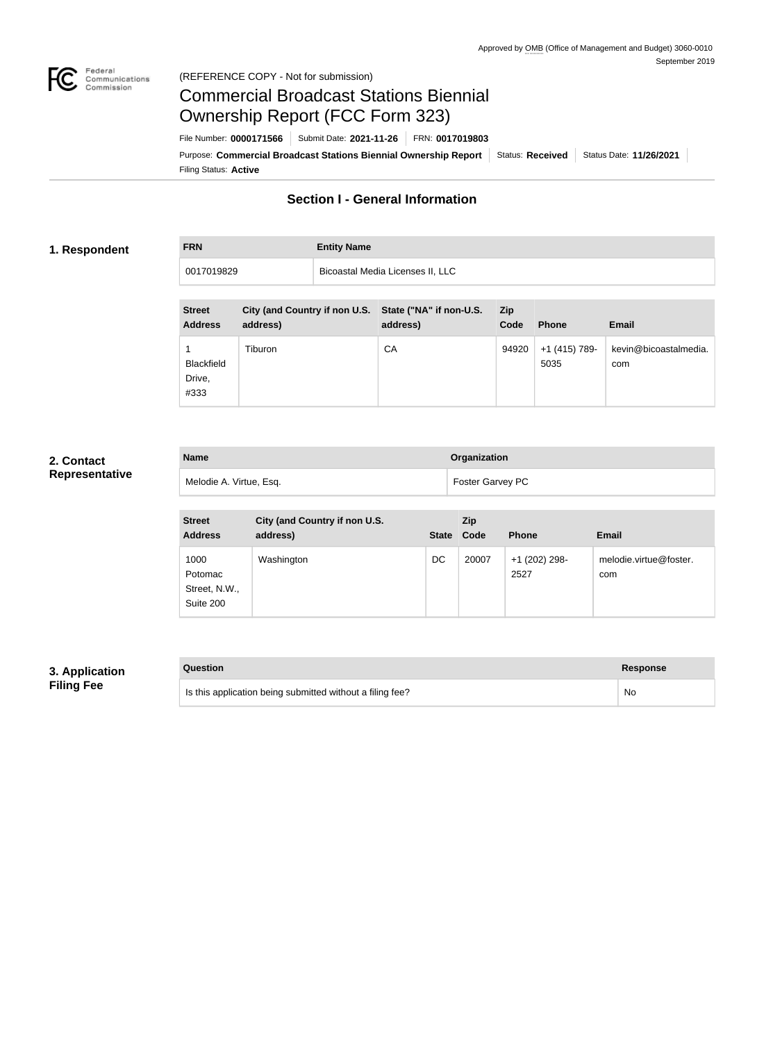Approved by OMB (Office of Management and Budget) 3060-0010
September 2019

(REFERENCE COPY - Not for submission)

# Commercial Broadcast Stations Biennial Ownership Report (FCC Form 323)

File Number: **0000171566** | Submit Date: **2021-11-26** | FRN: **0017019803**

Purpose: **Commercial Broadcast Stations Biennial Ownership Report** | Status: **Received** | Status Date: **11/26/2021**

Filing Status: **Active**

## Section I - General Information

### 1. Respondent

| FRN | Entity Name |
| --- | --- |
| 0017019829 | Bicoastal Media Licenses II, LLC |

| Street Address | City (and Country if non U.S. address) | State ("NA" if non-U.S. address) | Zip Code | Phone | Email |
| --- | --- | --- | --- | --- | --- |
| 1 Blackfield Drive, #333 | Tiburon | CA | 94920 | +1 (415) 789-5035 | kevin@bicoastalmedia.com |

### 2. Contact Representative

| Name | Organization |
| --- | --- |
| Melodie A. Virtue, Esq. | Foster Garvey PC |

| Street Address | City (and Country if non U.S. address) | State | Zip Code | Phone | Email |
| --- | --- | --- | --- | --- | --- |
| 1000 Potomac Street, N.W., Suite 200 | Washington | DC | 20007 | +1 (202) 298-2527 | melodie.virtue@foster.com |

### 3. Application Filing Fee

| Question | Response |
| --- | --- |
| Is this application being submitted without a filing fee? | No |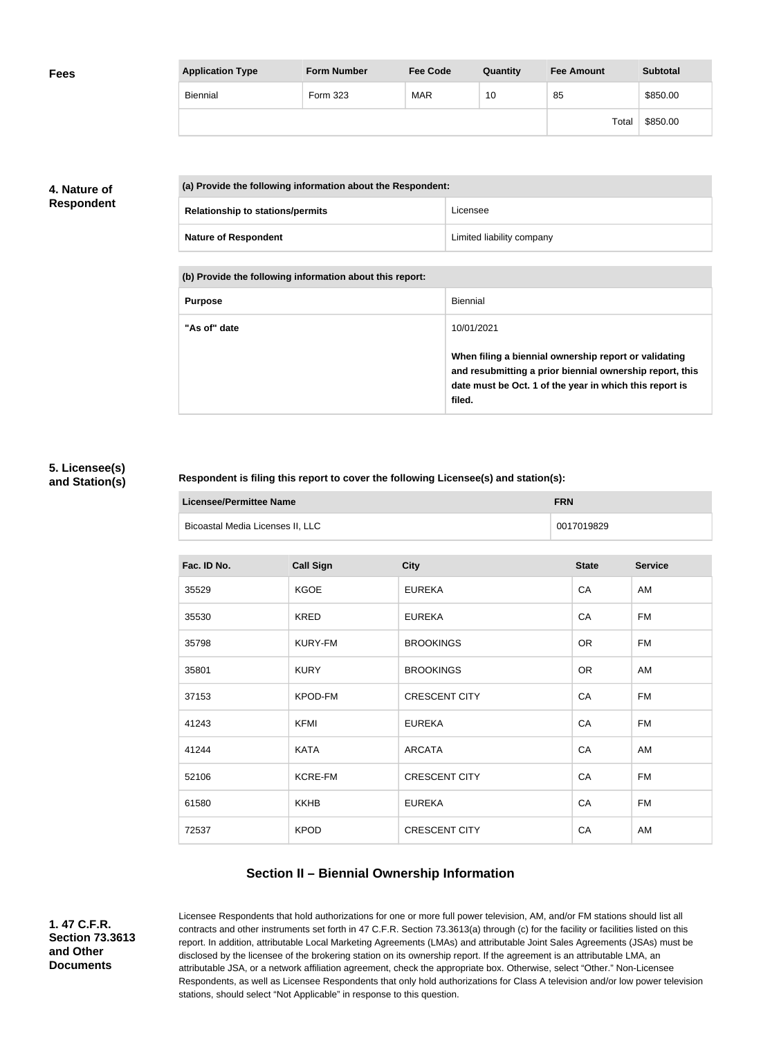**Fees**

| Application Type | Form Number | Fee Code | Quantity | Fee Amount | Subtotal |
|---|---|---|---|---|---|
| Biennial | Form 323 | MAR | 10 | 85 | $850.00 |
| | | | | Total | $850.00 |

**4. Nature of Respondent**

| (a) Provide the following information about the Respondent: | |
|---|---|
| **Relationship to stations/permits** | Licensee |
| **Nature of Respondent** | Limited liability company |

| (b) Provide the following information about this report: | |
|---|---|
| **Purpose** | Biennial |
| **"As of" date** | 10/01/2021<br><br>**When filing a biennial ownership report or validating and resubmitting a prior biennial ownership report, this date must be Oct. 1 of the year in which this report is filed.** |

**5. Licensee(s) and Station(s)**

**Respondent is filing this report to cover the following Licensee(s) and station(s):**

| Licensee/Permittee Name | FRN |
|---|---|
| Bicoastal Media Licenses II, LLC | 0017019829 |

| Fac. ID No. | Call Sign | City | State | Service |
|---|---|---|---|---|
| 35529 | KGOE | EUREKA | CA | AM |
| 35530 | KRED | EUREKA | CA | FM |
| 35798 | KURY-FM | BROOKINGS | OR | FM |
| 35801 | KURY | BROOKINGS | OR | AM |
| 37153 | KPOD-FM | CRESCENT CITY | CA | FM |
| 41243 | KFMI | EUREKA | CA | FM |
| 41244 | KATA | ARCATA | CA | AM |
| 52106 | KCRE-FM | CRESCENT CITY | CA | FM |
| 61580 | KKHB | EUREKA | CA | FM |
| 72537 | KPOD | CRESCENT CITY | CA | AM |

## Section II – Biennial Ownership Information

**1. 47 C.F.R. Section 73.3613 and Other Documents**

Licensee Respondents that hold authorizations for one or more full power television, AM, and/or FM stations should list all contracts and other instruments set forth in 47 C.F.R. Section 73.3613(a) through (c) for the facility or facilities listed on this report. In addition, attributable Local Marketing Agreements (LMAs) and attributable Joint Sales Agreements (JSAs) must be disclosed by the licensee of the brokering station on its ownership report. If the agreement is an attributable LMA, an attributable JSA, or a network affiliation agreement, check the appropriate box. Otherwise, select "Other." Non-Licensee Respondents, as well as Licensee Respondents that only hold authorizations for Class A television and/or low power television stations, should select "Not Applicable" in response to this question.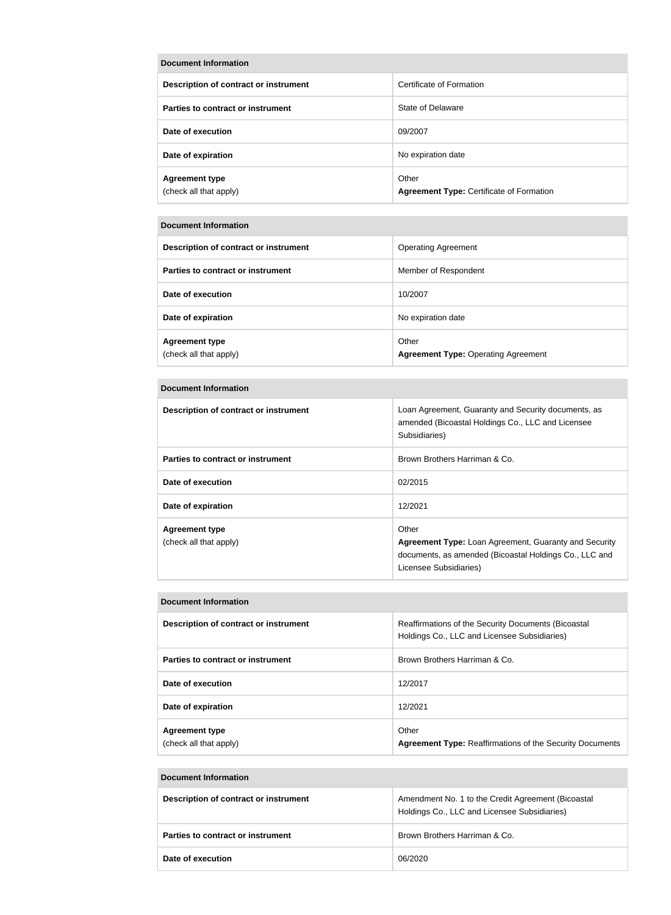| Document Information | |
|---|---|
| **Description of contract or instrument** | Certificate of Formation |
| **Parties to contract or instrument** | State of Delaware |
| **Date of execution** | 09/2007 |
| **Date of expiration** | No expiration date |
| **Agreement type** (check all that apply) | Other **Agreement Type:** Certificate of Formation |

| Document Information | |
|---|---|
| **Description of contract or instrument** | Operating Agreement |
| **Parties to contract or instrument** | Member of Respondent |
| **Date of execution** | 10/2007 |
| **Date of expiration** | No expiration date |
| **Agreement type** (check all that apply) | Other **Agreement Type:** Operating Agreement |

| Document Information | |
|---|---|
| **Description of contract or instrument** | Loan Agreement, Guaranty and Security documents, as amended (Bicoastal Holdings Co., LLC and Licensee Subsidiaries) |
| **Parties to contract or instrument** | Brown Brothers Harriman & Co. |
| **Date of execution** | 02/2015 |
| **Date of expiration** | 12/2021 |
| **Agreement type** (check all that apply) | Other **Agreement Type:** Loan Agreement, Guaranty and Security documents, as amended (Bicoastal Holdings Co., LLC and Licensee Subsidiaries) |

| Document Information | |
|---|---|
| **Description of contract or instrument** | Reaffirmations of the Security Documents (Bicoastal Holdings Co., LLC and Licensee Subsidiaries) |
| **Parties to contract or instrument** | Brown Brothers Harriman & Co. |
| **Date of execution** | 12/2017 |
| **Date of expiration** | 12/2021 |
| **Agreement type** (check all that apply) | Other **Agreement Type:** Reaffirmations of the Security Documents |

| Document Information | |
|---|---|
| **Description of contract or instrument** | Amendment No. 1 to the Credit Agreement (Bicoastal Holdings Co., LLC and Licensee Subsidiaries) |
| **Parties to contract or instrument** | Brown Brothers Harriman & Co. |
| **Date of execution** | 06/2020 |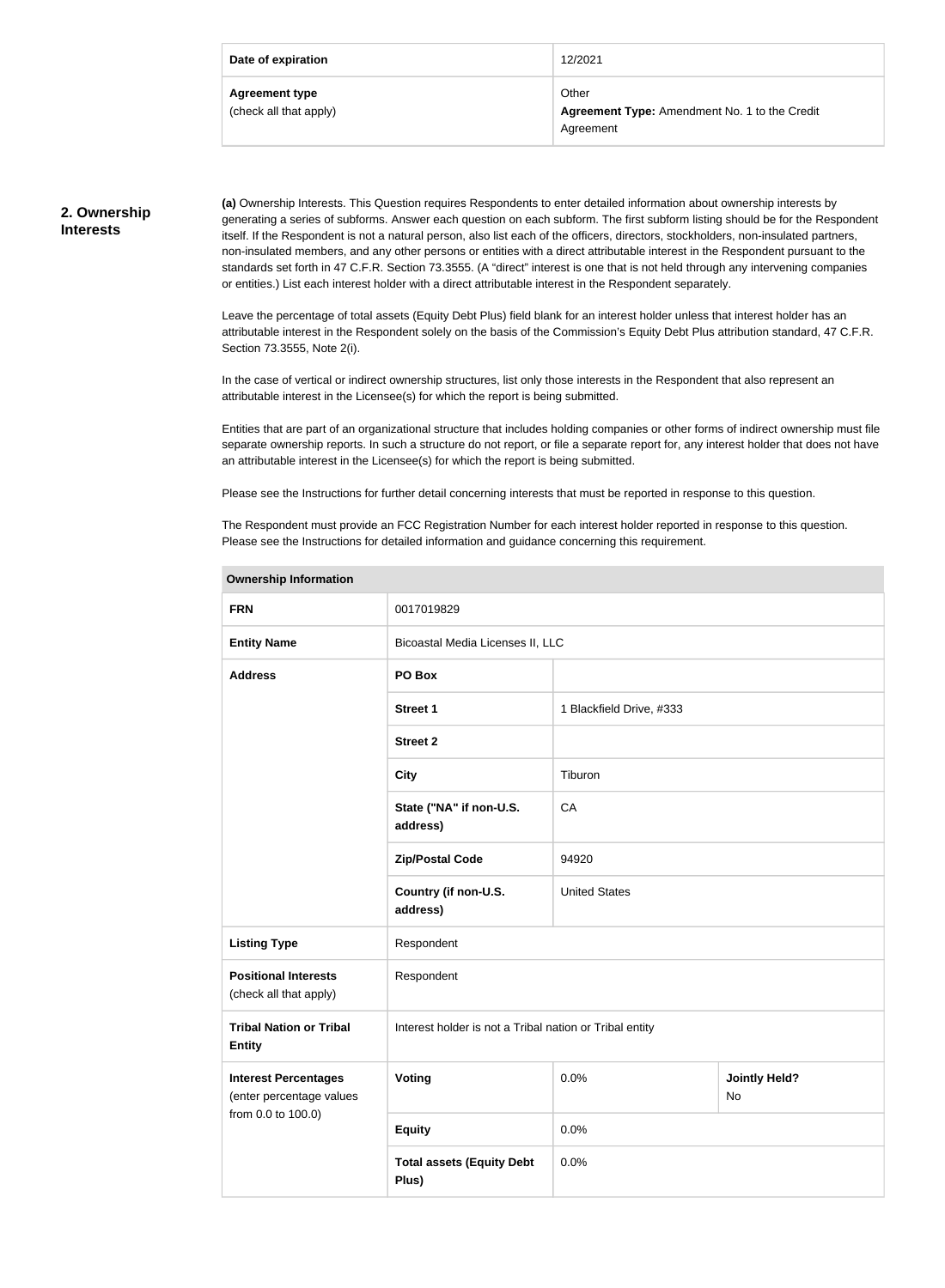| Date of expiration | 12/2021 |
| --- | --- |
| **Agreement type** (check all that apply) | Other<br>**Agreement Type:** Amendment No. 1 to the Credit Agreement |

## 2. Ownership Interests

**(a)** Ownership Interests. This Question requires Respondents to enter detailed information about ownership interests by generating a series of subforms. Answer each question on each subform. The first subform listing should be for the Respondent itself. If the Respondent is not a natural person, also list each of the officers, directors, stockholders, non-insulated partners, non-insulated members, and any other persons or entities with a direct attributable interest in the Respondent pursuant to the standards set forth in 47 C.F.R. Section 73.3555. (A "direct" interest is one that is not held through any intervening companies or entities.) List each interest holder with a direct attributable interest in the Respondent separately.

Leave the percentage of total assets (Equity Debt Plus) field blank for an interest holder unless that interest holder has an attributable interest in the Respondent solely on the basis of the Commission's Equity Debt Plus attribution standard, 47 C.F.R. Section 73.3555, Note 2(i).

In the case of vertical or indirect ownership structures, list only those interests in the Respondent that also represent an attributable interest in the Licensee(s) for which the report is being submitted.

Entities that are part of an organizational structure that includes holding companies or other forms of indirect ownership must file separate ownership reports. In such a structure do not report, or file a separate report for, any interest holder that does not have an attributable interest in the Licensee(s) for which the report is being submitted.

Please see the Instructions for further detail concerning interests that must be reported in response to this question.

The Respondent must provide an FCC Registration Number for each interest holder reported in response to this question. Please see the Instructions for detailed information and guidance concerning this requirement.

| **Ownership Information** | | | |
| --- | --- | --- | --- |
| **FRN** | 0017019829 | | |
| **Entity Name** | Bicoastal Media Licenses II, LLC | | |
| **Address** | **PO Box** | | |
| | **Street 1** | 1 Blackfield Drive, #333 | |
| | **Street 2** | | |
| | **City** | Tiburon | |
| | **State ("NA" if non-U.S. address)** | CA | |
| | **Zip/Postal Code** | 94920 | |
| | **Country (if non-U.S. address)** | United States | |
| **Listing Type** | Respondent | | |
| **Positional Interests** (check all that apply) | Respondent | | |
| **Tribal Nation or Tribal Entity** | Interest holder is not a Tribal nation or Tribal entity | | |
| **Interest Percentages** (enter percentage values from 0.0 to 100.0) | **Voting** | 0.0% | **Jointly Held?** No |
| | **Equity** | 0.0% | |
| | **Total assets (Equity Debt Plus)** | 0.0% | |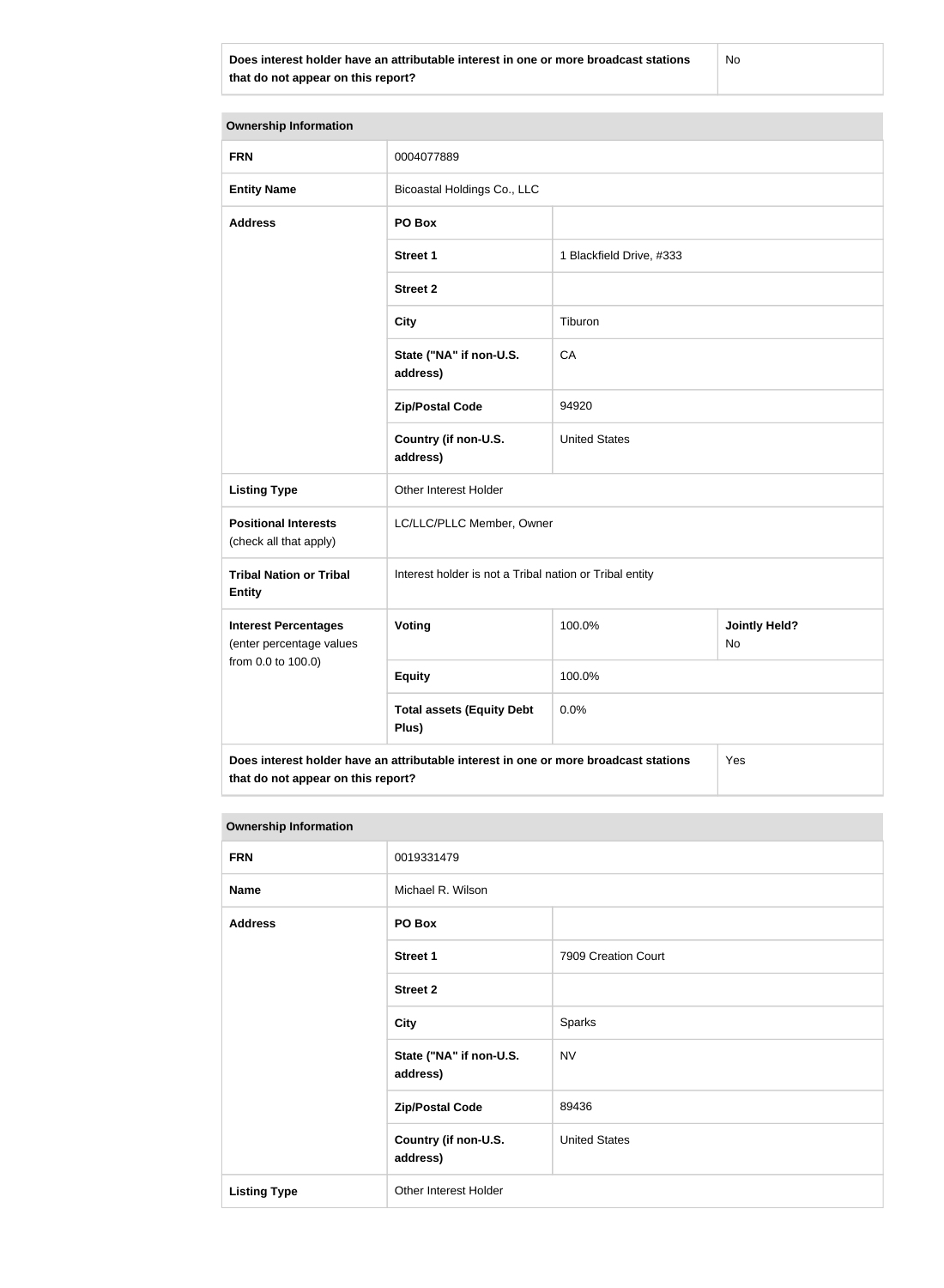| Does interest holder have an attributable interest in one or more broadcast stations that do not appear on this report? | No |
|---|---|

| Ownership Information | | | |
|---|---|---|---|
| **FRN** | 0004077889 | | |
| **Entity Name** | Bicoastal Holdings Co., LLC | | |
| **Address** | **PO Box** | | |
| | **Street 1** | 1 Blackfield Drive, #333 | |
| | **Street 2** | | |
| | **City** | Tiburon | |
| | **State ("NA" if non-U.S. address)** | CA | |
| | **Zip/Postal Code** | 94920 | |
| | **Country (if non-U.S. address)** | United States | |
| **Listing Type** | Other Interest Holder | | |
| **Positional Interests** (check all that apply) | LC/LLC/PLLC Member, Owner | | |
| **Tribal Nation or Tribal Entity** | Interest holder is not a Tribal nation or Tribal entity | | |
| **Interest Percentages** (enter percentage values from 0.0 to 100.0) | **Voting** | 100.0% | **Jointly Held?** No |
| | **Equity** | 100.0% | |
| | **Total assets (Equity Debt Plus)** | 0.0% | |

| Does interest holder have an attributable interest in one or more broadcast stations that do not appear on this report? | Yes |
|---|---|

| Ownership Information | | |
|---|---|---|
| **FRN** | 0019331479 | |
| **Name** | Michael R. Wilson | |
| **Address** | **PO Box** | |
| | **Street 1** | 7909 Creation Court |
| | **Street 2** | |
| | **City** | Sparks |
| | **State ("NA" if non-U.S. address)** | NV |
| | **Zip/Postal Code** | 89436 |
| | **Country (if non-U.S. address)** | United States |
| **Listing Type** | Other Interest Holder | |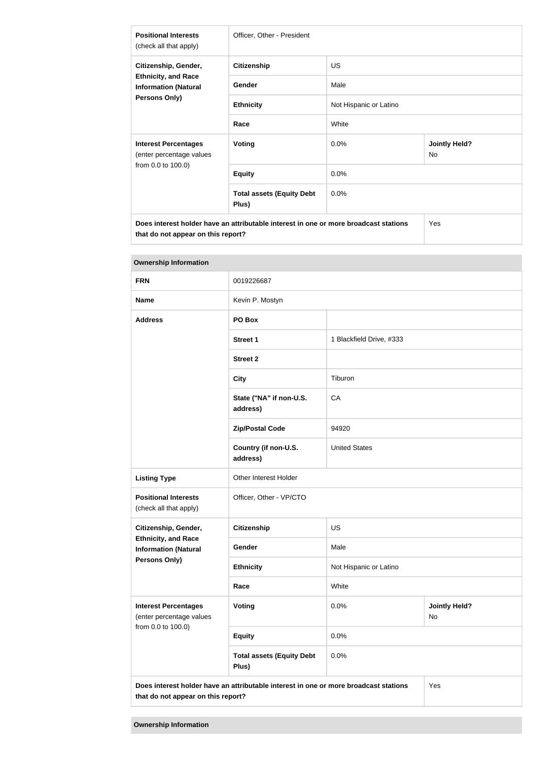| | | | |
|---|---|---|---|
| **Positional Interests** (check all that apply) | Officer, Other - President | | |
| **Citizenship, Gender, Ethnicity, and Race Information (Natural Persons Only)** | **Citizenship** | US | |
| | **Gender** | Male | |
| | **Ethnicity** | Not Hispanic or Latino | |
| | **Race** | White | |
| **Interest Percentages** (enter percentage values from 0.0 to 100.0) | **Voting** | 0.0% | **Jointly Held?** No |
| | **Equity** | 0.0% | |
| | **Total assets (Equity Debt Plus)** | 0.0% | |
| **Does interest holder have an attributable interest in one or more broadcast stations that do not appear on this report?** | | | Yes |

**Ownership Information**

| | | | |
|---|---|---|---|
| **FRN** | 0019226687 | | |
| **Name** | Kevin P. Mostyn | | |
| **Address** | **PO Box** | | |
| | **Street 1** | 1 Blackfield Drive, #333 | |
| | **Street 2** | | |
| | **City** | Tiburon | |
| | **State ("NA" if non-U.S. address)** | CA | |
| | **Zip/Postal Code** | 94920 | |
| | **Country (if non-U.S. address)** | United States | |
| **Listing Type** | Other Interest Holder | | |
| **Positional Interests** (check all that apply) | Officer, Other - VP/CTO | | |
| **Citizenship, Gender, Ethnicity, and Race Information (Natural Persons Only)** | **Citizenship** | US | |
| | **Gender** | Male | |
| | **Ethnicity** | Not Hispanic or Latino | |
| | **Race** | White | |
| **Interest Percentages** (enter percentage values from 0.0 to 100.0) | **Voting** | 0.0% | **Jointly Held?** No |
| | **Equity** | 0.0% | |
| | **Total assets (Equity Debt Plus)** | 0.0% | |
| **Does interest holder have an attributable interest in one or more broadcast stations that do not appear on this report?** | | | Yes |

**Ownership Information**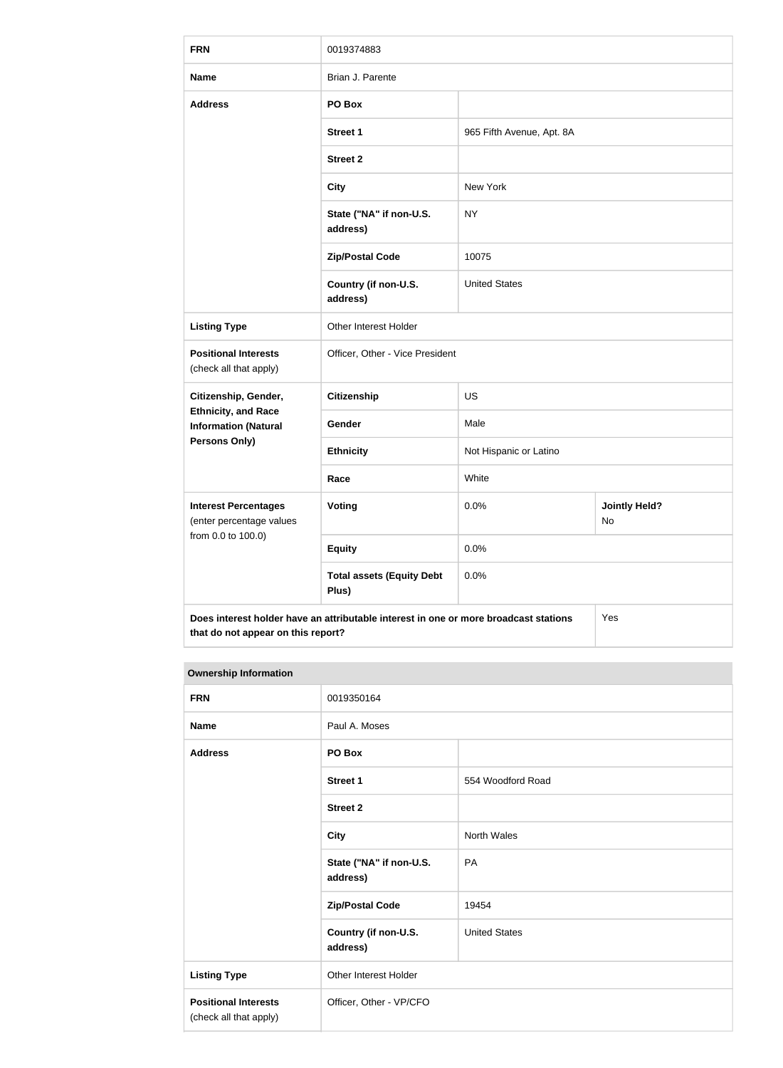| FRN | 0019374883 | | |
|---|---|---|---|
| **Name** | Brian J. Parente | | |
| **Address** | **PO Box** | | |
| | **Street 1** | 965 Fifth Avenue, Apt. 8A | |
| | **Street 2** | | |
| | **City** | New York | |
| | **State ("NA" if non-U.S. address)** | NY | |
| | **Zip/Postal Code** | 10075 | |
| | **Country (if non-U.S. address)** | United States | |
| **Listing Type** | Other Interest Holder | | |
| **Positional Interests** (check all that apply) | Officer, Other - Vice President | | |
| **Citizenship, Gender, Ethnicity, and Race Information (Natural Persons Only)** | **Citizenship** | US | |
| | **Gender** | Male | |
| | **Ethnicity** | Not Hispanic or Latino | |
| | **Race** | White | |
| **Interest Percentages** (enter percentage values from 0.0 to 100.0) | **Voting** | 0.0% | **Jointly Held?** No |
| | **Equity** | 0.0% | |
| | **Total assets (Equity Debt Plus)** | 0.0% | |
| **Does interest holder have an attributable interest in one or more broadcast stations that do not appear on this report?** | | | Yes |

**Ownership Information**

| FRN | 0019350164 | |
|---|---|---|
| **Name** | Paul A. Moses | |
| **Address** | **PO Box** | |
| | **Street 1** | 554 Woodford Road |
| | **Street 2** | |
| | **City** | North Wales |
| | **State ("NA" if non-U.S. address)** | PA |
| | **Zip/Postal Code** | 19454 |
| | **Country (if non-U.S. address)** | United States |
| **Listing Type** | Other Interest Holder | |
| **Positional Interests** (check all that apply) | Officer, Other - VP/CFO | |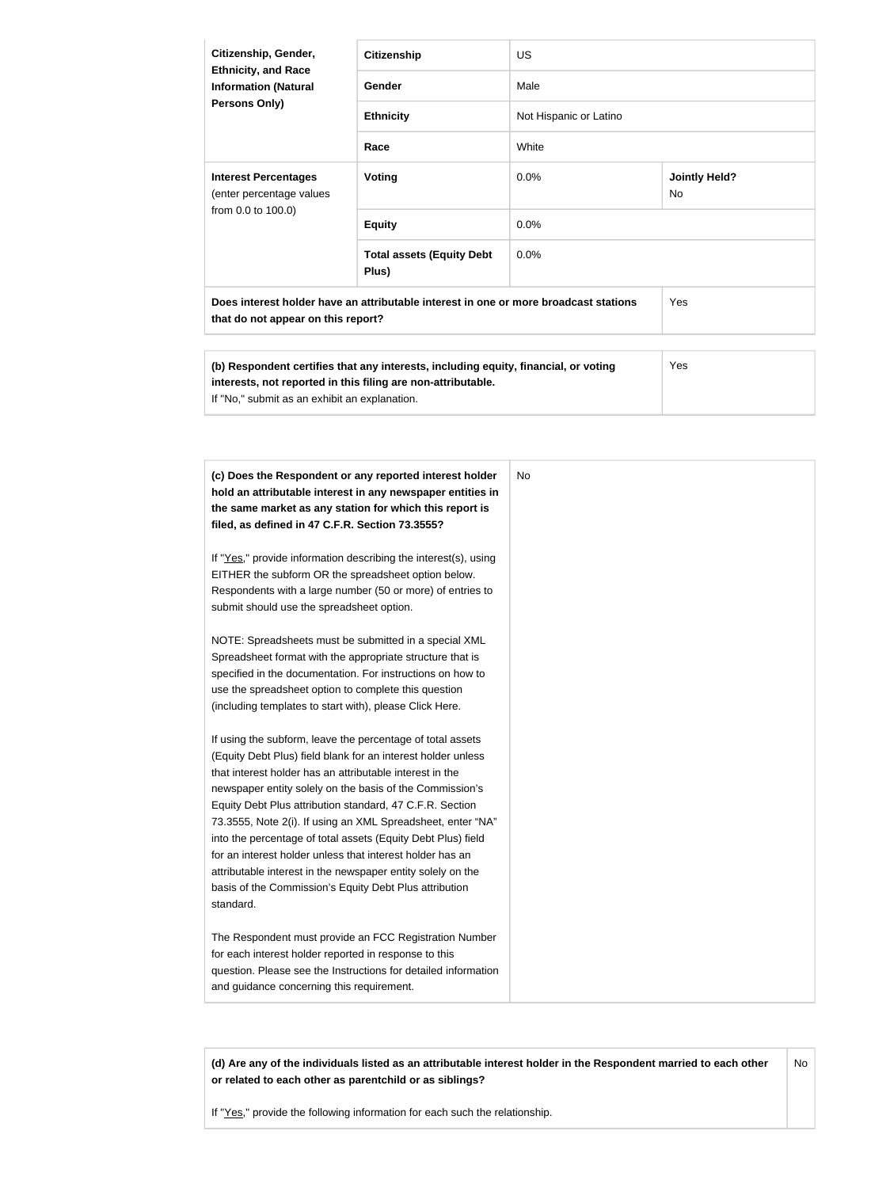| Citizenship, Gender, Ethnicity, and Race Information (Natural Persons Only) | Citizenship | US | |
|---|---|---|---|
| | Gender | Male | |
| | Ethnicity | Not Hispanic or Latino | |
| | Race | White | |
| **Interest Percentages** (enter percentage values from 0.0 to 100.0) | **Voting** | 0.0% | **Jointly Held?** No |
| | **Equity** | 0.0% | |
| | **Total assets (Equity Debt Plus)** | 0.0% | |
| **Does interest holder have an attributable interest in one or more broadcast stations that do not appear on this report?** | | | Yes |

| **(b) Respondent certifies that any interests, including equity, financial, or voting interests, not reported in this filing are non-attributable.** If "No," submit as an exhibit an explanation. | Yes |
|---|---|

| **(c) Does the Respondent or any reported interest holder hold an attributable interest in any newspaper entities in the same market as any station for which this report is filed, as defined in 47 C.F.R. Section 73.3555?** | No |
|---|---|

If "Yes," provide information describing the interest(s), using EITHER the subform OR the spreadsheet option below. Respondents with a large number (50 or more) of entries to submit should use the spreadsheet option.

NOTE: Spreadsheets must be submitted in a special XML Spreadsheet format with the appropriate structure that is specified in the documentation. For instructions on how to use the spreadsheet option to complete this question (including templates to start with), please Click Here.

If using the subform, leave the percentage of total assets (Equity Debt Plus) field blank for an interest holder unless that interest holder has an attributable interest in the newspaper entity solely on the basis of the Commission's Equity Debt Plus attribution standard, 47 C.F.R. Section 73.3555, Note 2(i). If using an XML Spreadsheet, enter "NA" into the percentage of total assets (Equity Debt Plus) field for an interest holder unless that interest holder has an attributable interest in the newspaper entity solely on the basis of the Commission's Equity Debt Plus attribution standard.

The Respondent must provide an FCC Registration Number for each interest holder reported in response to this question. Please see the Instructions for detailed information and guidance concerning this requirement.

| **(d) Are any of the individuals listed as an attributable interest holder in the Respondent married to each other or related to each other as parentchild or as siblings?** If "Yes," provide the following information for each such the relationship. | No |
|---|---|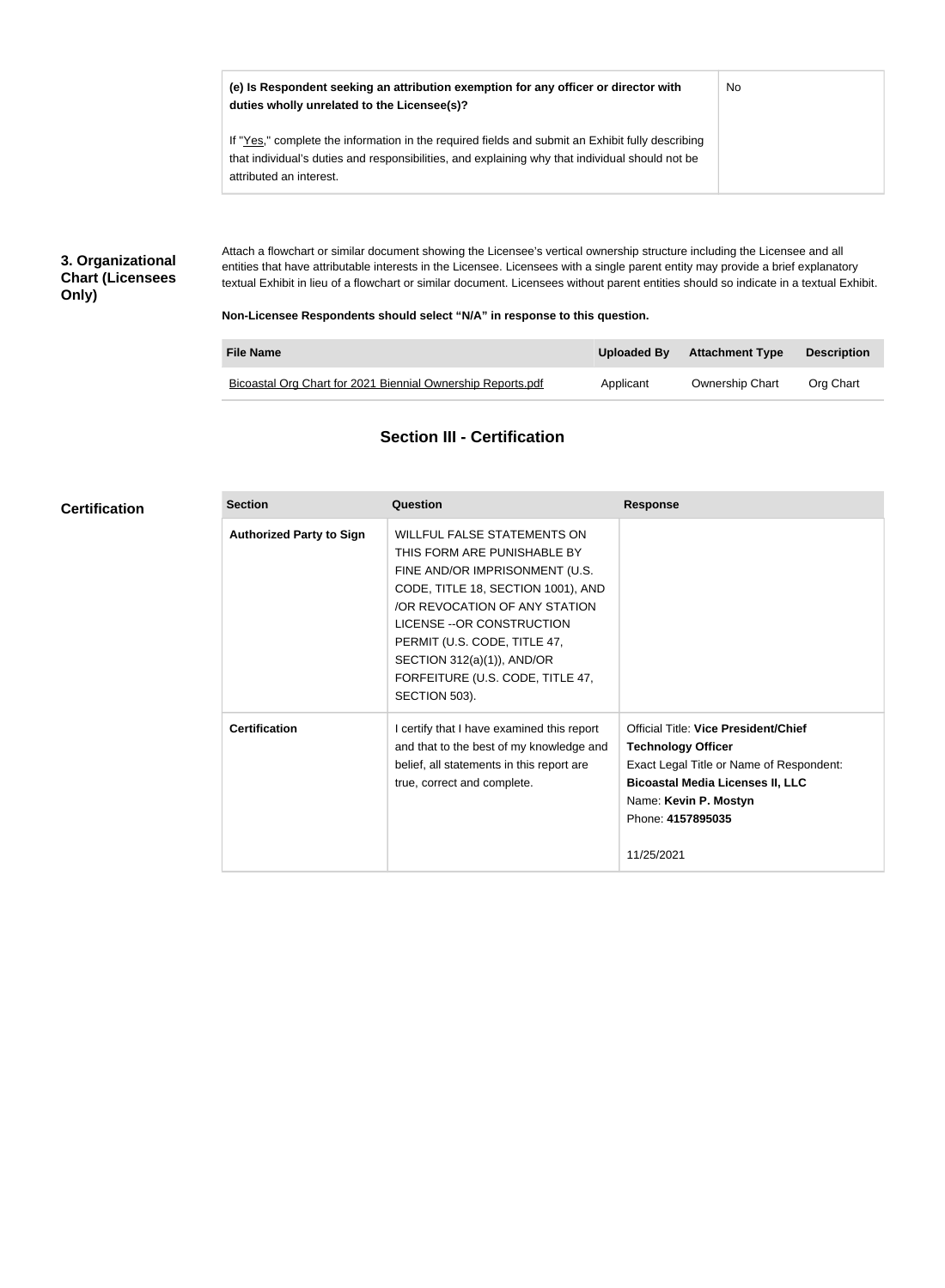| | |
|---|---|
| **(e) Is Respondent seeking an attribution exemption for any officer or director with duties wholly unrelated to the Licensee(s)?**<br><br>If "Yes," complete the information in the required fields and submit an Exhibit fully describing that individual's duties and responsibilities, and explaining why that individual should not be attributed an interest. | No |

### 3. Organizational Chart (Licensees Only)

Attach a flowchart or similar document showing the Licensee's vertical ownership structure including the Licensee and all entities that have attributable interests in the Licensee. Licensees with a single parent entity may provide a brief explanatory textual Exhibit in lieu of a flowchart or similar document. Licensees without parent entities should so indicate in a textual Exhibit.

**Non-Licensee Respondents should select "N/A" in response to this question.**

| File Name | Uploaded By | Attachment Type | Description |
|---|---|---|---|
| Bicoastal Org Chart for 2021 Biennial Ownership Reports.pdf | Applicant | Ownership Chart | Org Chart |

## Section III - Certification

### Certification

| Section | Question | Response |
|---|---|---|
| **Authorized Party to Sign** | WILLFUL FALSE STATEMENTS ON THIS FORM ARE PUNISHABLE BY FINE AND/OR IMPRISONMENT (U.S. CODE, TITLE 18, SECTION 1001), AND /OR REVOCATION OF ANY STATION LICENSE --OR CONSTRUCTION PERMIT (U.S. CODE, TITLE 47, SECTION 312(a)(1)), AND/OR FORFEITURE (U.S. CODE, TITLE 47, SECTION 503). | |
| **Certification** | I certify that I have examined this report and that to the best of my knowledge and belief, all statements in this report are true, correct and complete. | Official Title: **Vice President/Chief Technology Officer**<br>Exact Legal Title or Name of Respondent: **Bicoastal Media Licenses II, LLC**<br>Name: **Kevin P. Mostyn**<br>Phone: **4157895035**<br><br>11/25/2021 |